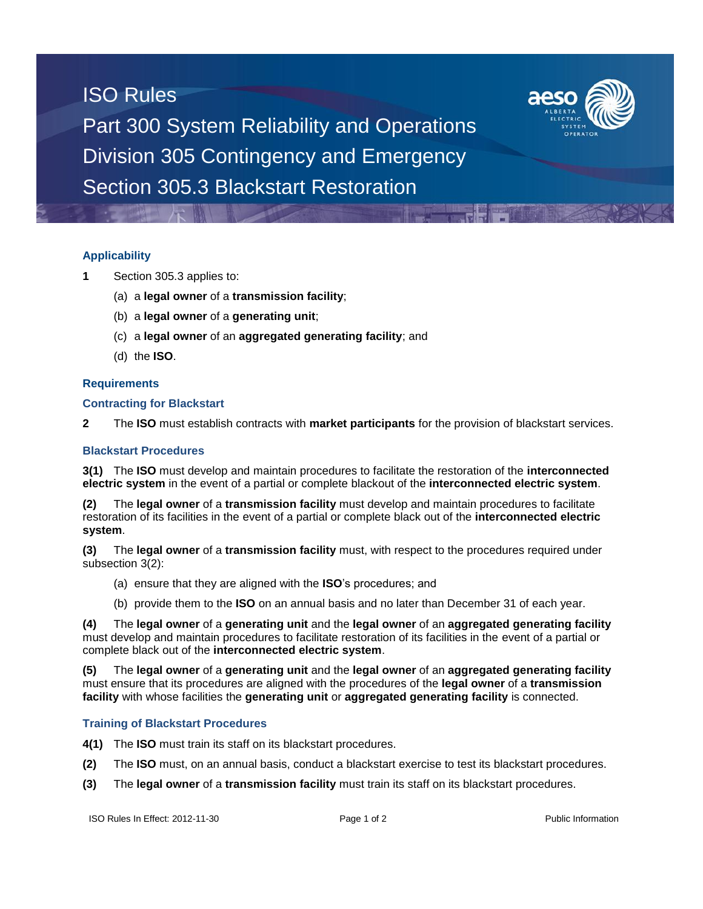# ISO Rules
# Part 300 System Reliability and Operations
# Division 305 Contingency and Emergency
# Section 305.3 Blackstart Restoration

## Applicability

**1** Section 305.3 applies to:

(a) a **legal owner** of a **transmission facility**;

(b) a **legal owner** of a **generating unit**;

(c) a **legal owner** of an **aggregated generating facility**; and

(d) the **ISO**.

## Requirements

### Contracting for Blackstart

**2** The **ISO** must establish contracts with **market participants** for the provision of blackstart services.

### Blackstart Procedures

**3(1)** The **ISO** must develop and maintain procedures to facilitate the restoration of the **interconnected electric system** in the event of a partial or complete blackout of the **interconnected electric system**.

**(2)** The **legal owner** of a **transmission facility** must develop and maintain procedures to facilitate restoration of its facilities in the event of a partial or complete black out of the **interconnected electric system**.

**(3)** The **legal owner** of a **transmission facility** must, with respect to the procedures required under subsection 3(2):

(a) ensure that they are aligned with the **ISO**'s procedures; and

(b) provide them to the **ISO** on an annual basis and no later than December 31 of each year.

**(4)** The **legal owner** of a **generating unit** and the **legal owner** of an **aggregated generating facility** must develop and maintain procedures to facilitate restoration of its facilities in the event of a partial or complete black out of the **interconnected electric system**.

**(5)** The **legal owner** of a **generating unit** and the **legal owner** of an **aggregated generating facility** must ensure that its procedures are aligned with the procedures of the **legal owner** of a **transmission facility** with whose facilities the **generating unit** or **aggregated generating facility** is connected.

### Training of Blackstart Procedures

**4(1)** The **ISO** must train its staff on its blackstart procedures.

**(2)** The **ISO** must, on an annual basis, conduct a blackstart exercise to test its blackstart procedures.

**(3)** The **legal owner** of a **transmission facility** must train its staff on its blackstart procedures.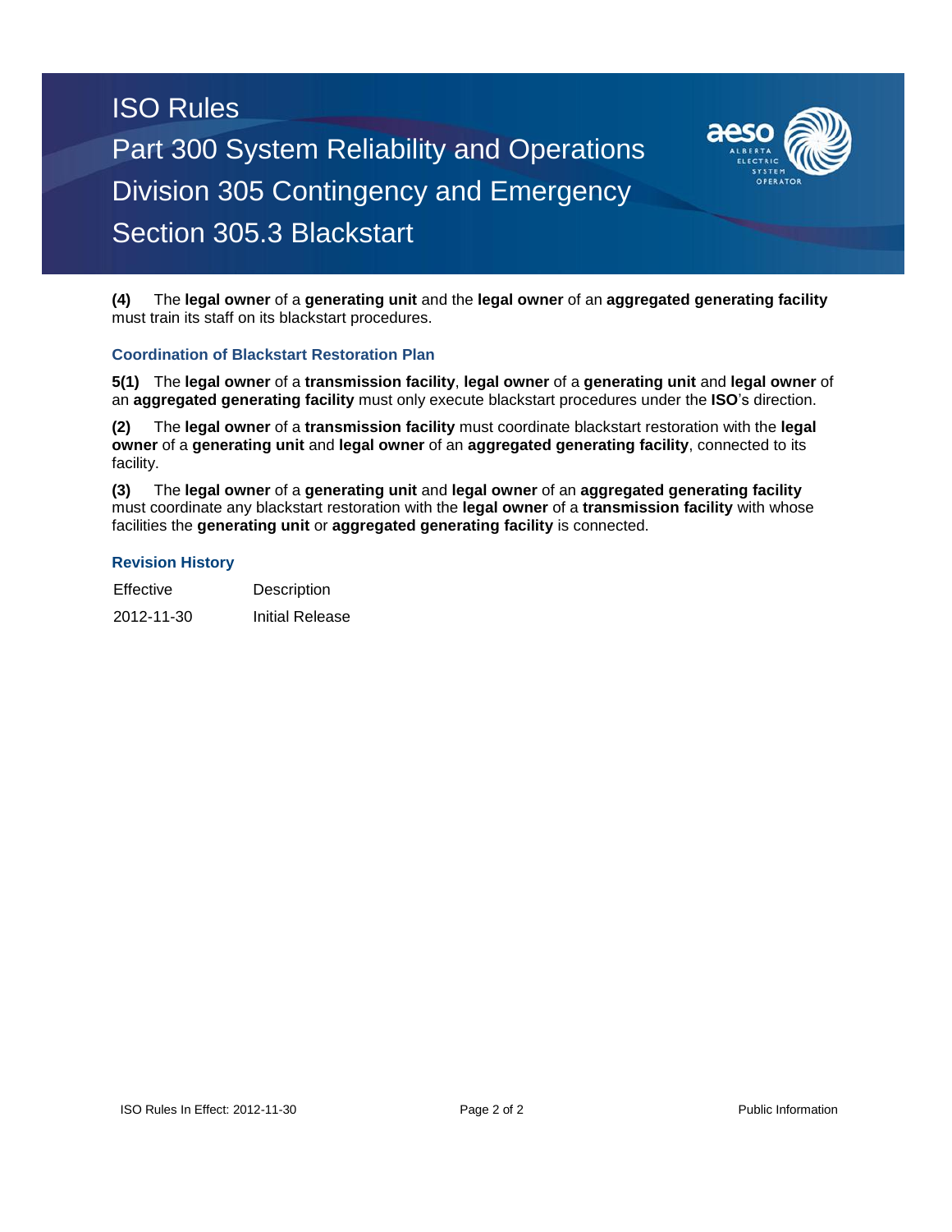**(4)** The **legal owner** of a **generating unit** and the **legal owner** of an **aggregated generating facility** must train its staff on its blackstart procedures.

### Coordination of Blackstart Restoration Plan

**5(1)** The **legal owner** of a **transmission facility**, **legal owner** of a **generating unit** and **legal owner** of an **aggregated generating facility** must only execute blackstart procedures under the **ISO**'s direction.

**(2)** The **legal owner** of a **transmission facility** must coordinate blackstart restoration with the **legal owner** of a **generating unit** and **legal owner** of an **aggregated generating facility**, connected to its facility.

**(3)** The **legal owner** of a **generating unit** and **legal owner** of an **aggregated generating facility** must coordinate any blackstart restoration with the **legal owner** of a **transmission facility** with whose facilities the **generating unit** or **aggregated generating facility** is connected.

### Revision History

| Effective | Description |
|---|---|
| 2012-11-30 | Initial Release |